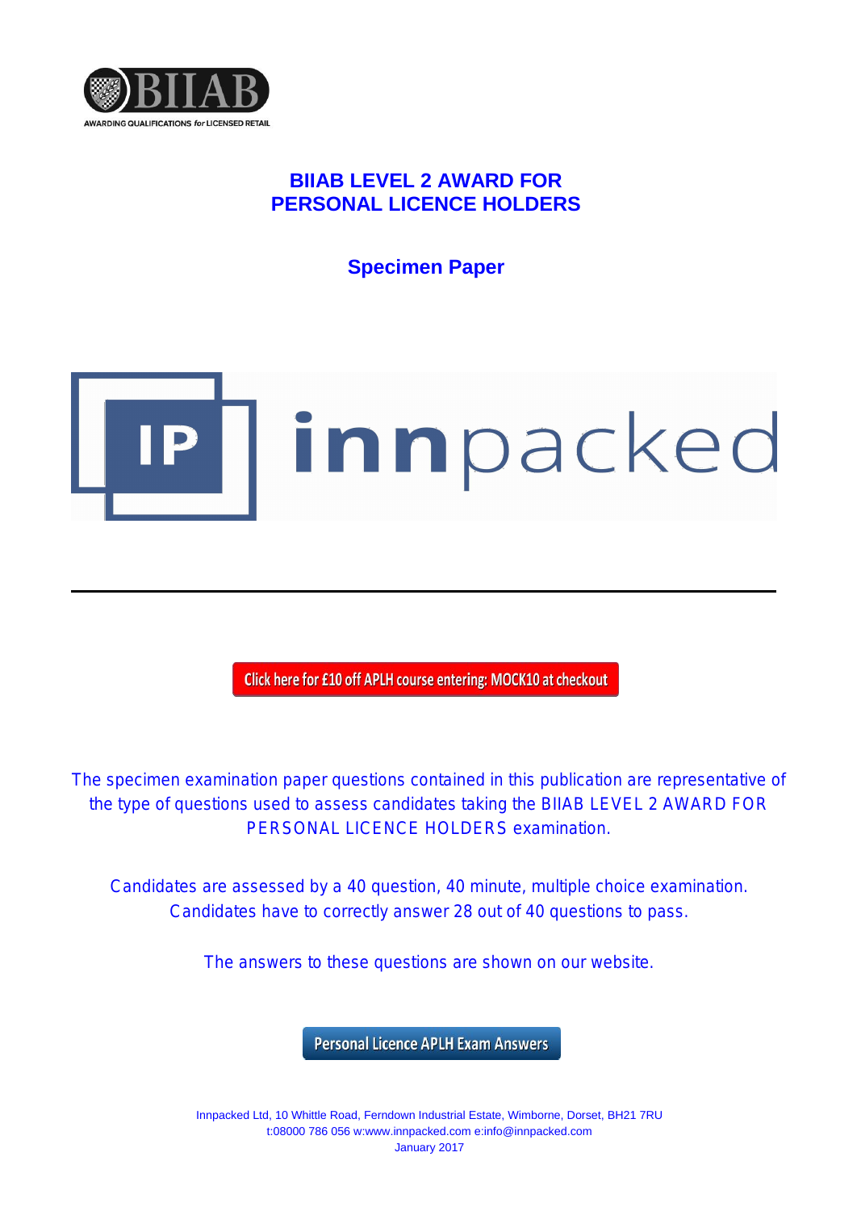# BIIAB LEVEL 2 AWARD FOR PERSONAL LICENCE HOLDERS

## Specimen Paper

Click here for £10 off APLH course entering: MOCK10 at checkout

The specimen examination paper questions contained in this publication are representative of the type of questions used to assess candidates taking the BIIAB LEVEL 2 AWARD FOR PERSONAL LICENCE HOLDERS examination.

Candidates are assessed by a 40 question, 40 minute, multiple choice examination. Candidates have to correctly answer 28 out of 40 questions to pass.

The answers to these questions are shown on our website.

Personal Licence APLH Exam Answers

Innpacked Ltd, 10 Whittle Road, Ferndown Industrial Estate, Wimborne, Dorset, BH21 7RU
t:08000 786 056 w:www.innpacked.com e:info@innpacked.com
January 2017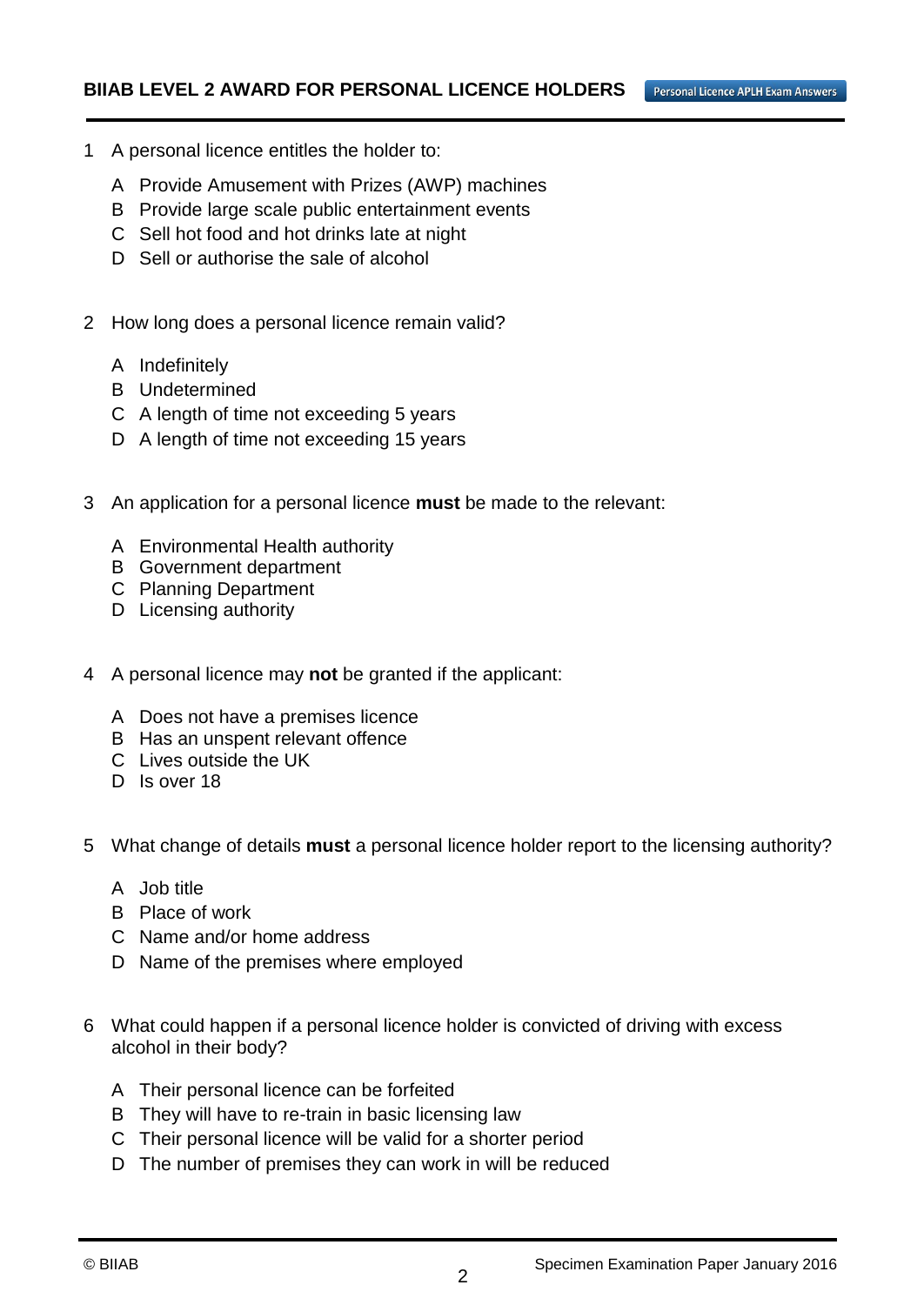1 A personal licence entitles the holder to:

- A Provide Amusement with Prizes (AWP) machines
- B Provide large scale public entertainment events
- C Sell hot food and hot drinks late at night
- D Sell or authorise the sale of alcohol

2 How long does a personal licence remain valid?

- A Indefinitely
- B Undetermined
- C A length of time not exceeding 5 years
- D A length of time not exceeding 15 years

3 An application for a personal licence **must** be made to the relevant:

- A Environmental Health authority
- B Government department
- C Planning Department
- D Licensing authority

4 A personal licence may **not** be granted if the applicant:

- A Does not have a premises licence
- B Has an unspent relevant offence
- C Lives outside the UK
- D Is over 18

5 What change of details **must** a personal licence holder report to the licensing authority?

- A Job title
- B Place of work
- C Name and/or home address
- D Name of the premises where employed

6 What could happen if a personal licence holder is convicted of driving with excess alcohol in their body?

- A Their personal licence can be forfeited
- B They will have to re-train in basic licensing law
- C Their personal licence will be valid for a shorter period
- D The number of premises they can work in will be reduced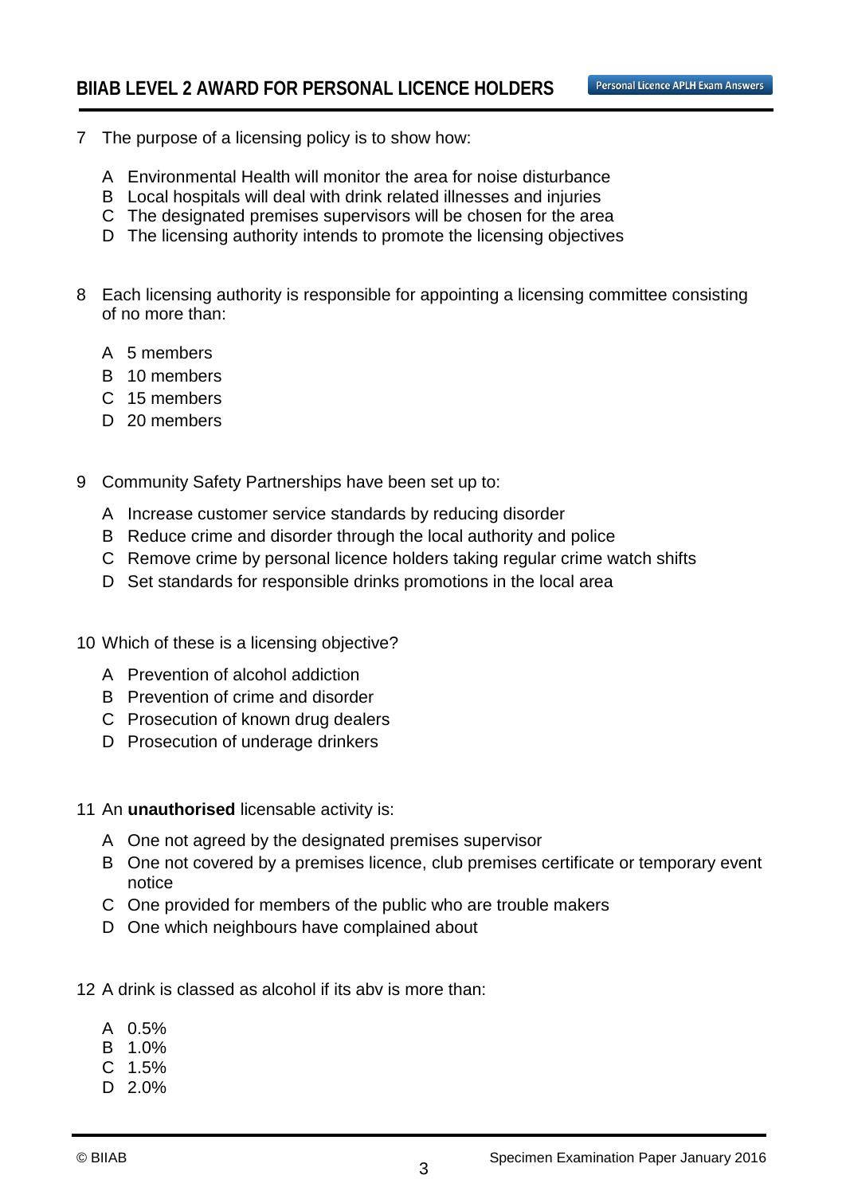7 The purpose of a licensing policy is to show how:

A Environmental Health will monitor the area for noise disturbance
B Local hospitals will deal with drink related illnesses and injuries
C The designated premises supervisors will be chosen for the area
D The licensing authority intends to promote the licensing objectives

8 Each licensing authority is responsible for appointing a licensing committee consisting of no more than:

A 5 members
B 10 members
C 15 members
D 20 members

9 Community Safety Partnerships have been set up to:

A Increase customer service standards by reducing disorder
B Reduce crime and disorder through the local authority and police
C Remove crime by personal licence holders taking regular crime watch shifts
D Set standards for responsible drinks promotions in the local area

10 Which of these is a licensing objective?

A Prevention of alcohol addiction
B Prevention of crime and disorder
C Prosecution of known drug dealers
D Prosecution of underage drinkers

11 An **unauthorised** licensable activity is:

A One not agreed by the designated premises supervisor
B One not covered by a premises licence, club premises certificate or temporary event notice
C One provided for members of the public who are trouble makers
D One which neighbours have complained about

12 A drink is classed as alcohol if its abv is more than:

A 0.5%
B 1.0%
C 1.5%
D 2.0%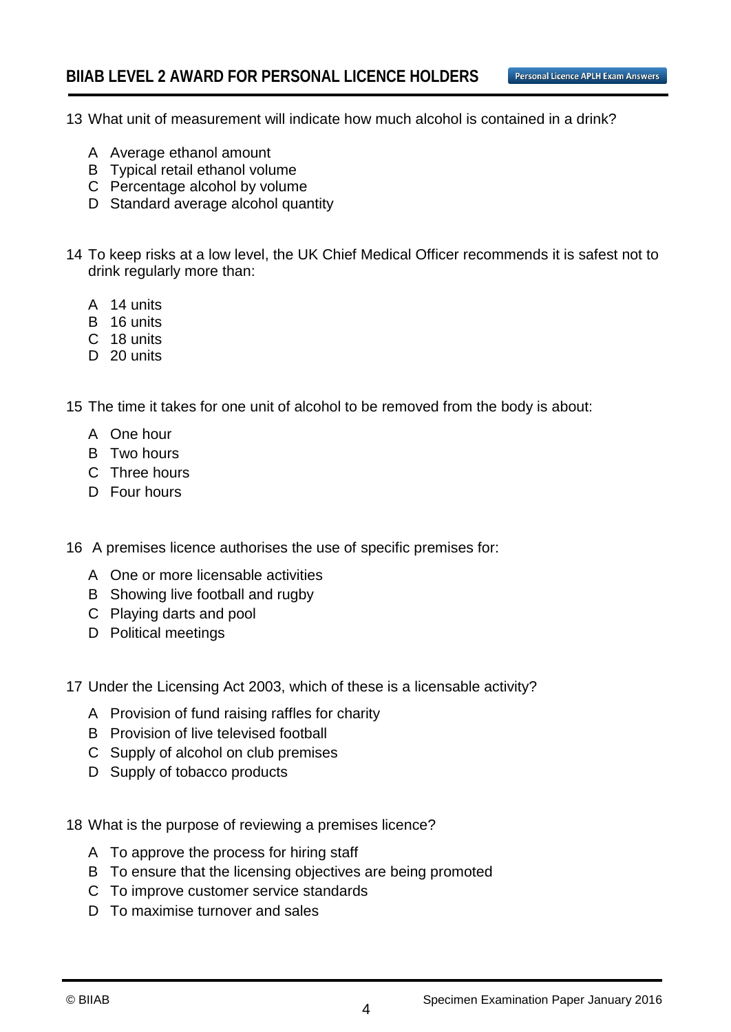13 What unit of measurement will indicate how much alcohol is contained in a drink?

- A Average ethanol amount
- B Typical retail ethanol volume
- C Percentage alcohol by volume
- D Standard average alcohol quantity

14 To keep risks at a low level, the UK Chief Medical Officer recommends it is safest not to drink regularly more than:

- A 14 units
- B 16 units
- C 18 units
- D 20 units

15 The time it takes for one unit of alcohol to be removed from the body is about:

- A One hour
- B Two hours
- C Three hours
- D Four hours

16 A premises licence authorises the use of specific premises for:

- A One or more licensable activities
- B Showing live football and rugby
- C Playing darts and pool
- D Political meetings

17 Under the Licensing Act 2003, which of these is a licensable activity?

- A Provision of fund raising raffles for charity
- B Provision of live televised football
- C Supply of alcohol on club premises
- D Supply of tobacco products

18 What is the purpose of reviewing a premises licence?

- A To approve the process for hiring staff
- B To ensure that the licensing objectives are being promoted
- C To improve customer service standards
- D To maximise turnover and sales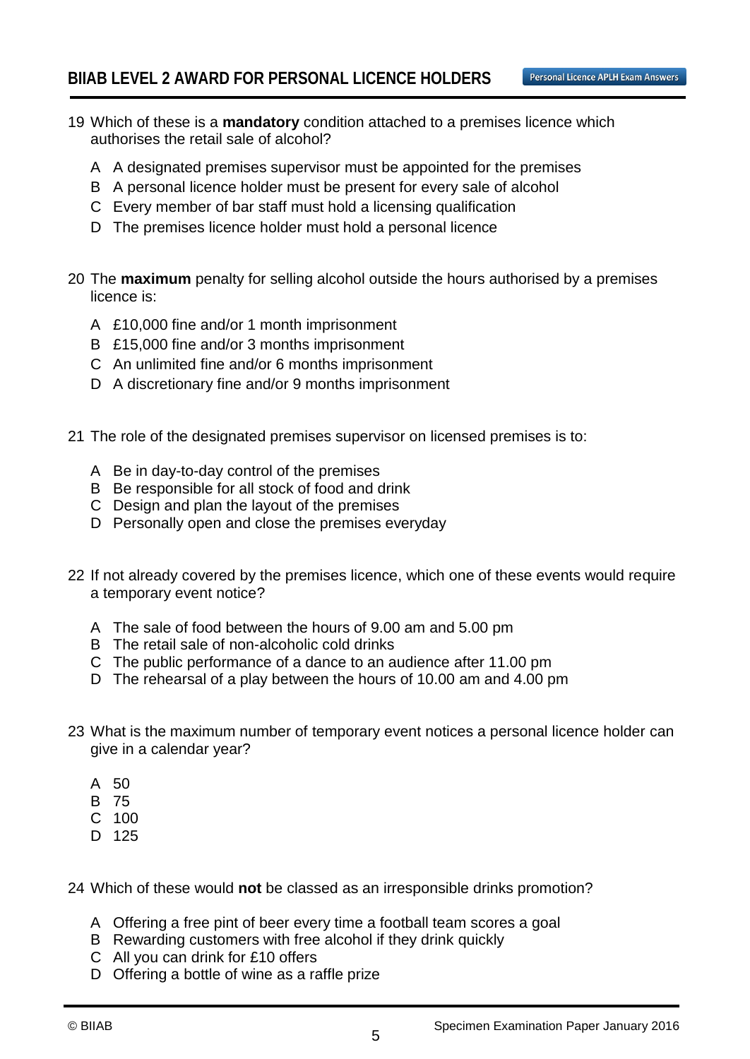19 Which of these is a **mandatory** condition attached to a premises licence which authorises the retail sale of alcohol?

- A A designated premises supervisor must be appointed for the premises
- B A personal licence holder must be present for every sale of alcohol
- C Every member of bar staff must hold a licensing qualification
- D The premises licence holder must hold a personal licence

20 The **maximum** penalty for selling alcohol outside the hours authorised by a premises licence is:

- A £10,000 fine and/or 1 month imprisonment
- B £15,000 fine and/or 3 months imprisonment
- C An unlimited fine and/or 6 months imprisonment
- D A discretionary fine and/or 9 months imprisonment

21 The role of the designated premises supervisor on licensed premises is to:

- A Be in day-to-day control of the premises
- B Be responsible for all stock of food and drink
- C Design and plan the layout of the premises
- D Personally open and close the premises everyday

22 If not already covered by the premises licence, which one of these events would require a temporary event notice?

- A The sale of food between the hours of 9.00 am and 5.00 pm
- B The retail sale of non-alcoholic cold drinks
- C The public performance of a dance to an audience after 11.00 pm
- D The rehearsal of a play between the hours of 10.00 am and 4.00 pm

23 What is the maximum number of temporary event notices a personal licence holder can give in a calendar year?

- A 50
- B 75
- C 100
- D 125

24 Which of these would **not** be classed as an irresponsible drinks promotion?

- A Offering a free pint of beer every time a football team scores a goal
- B Rewarding customers with free alcohol if they drink quickly
- C All you can drink for £10 offers
- D Offering a bottle of wine as a raffle prize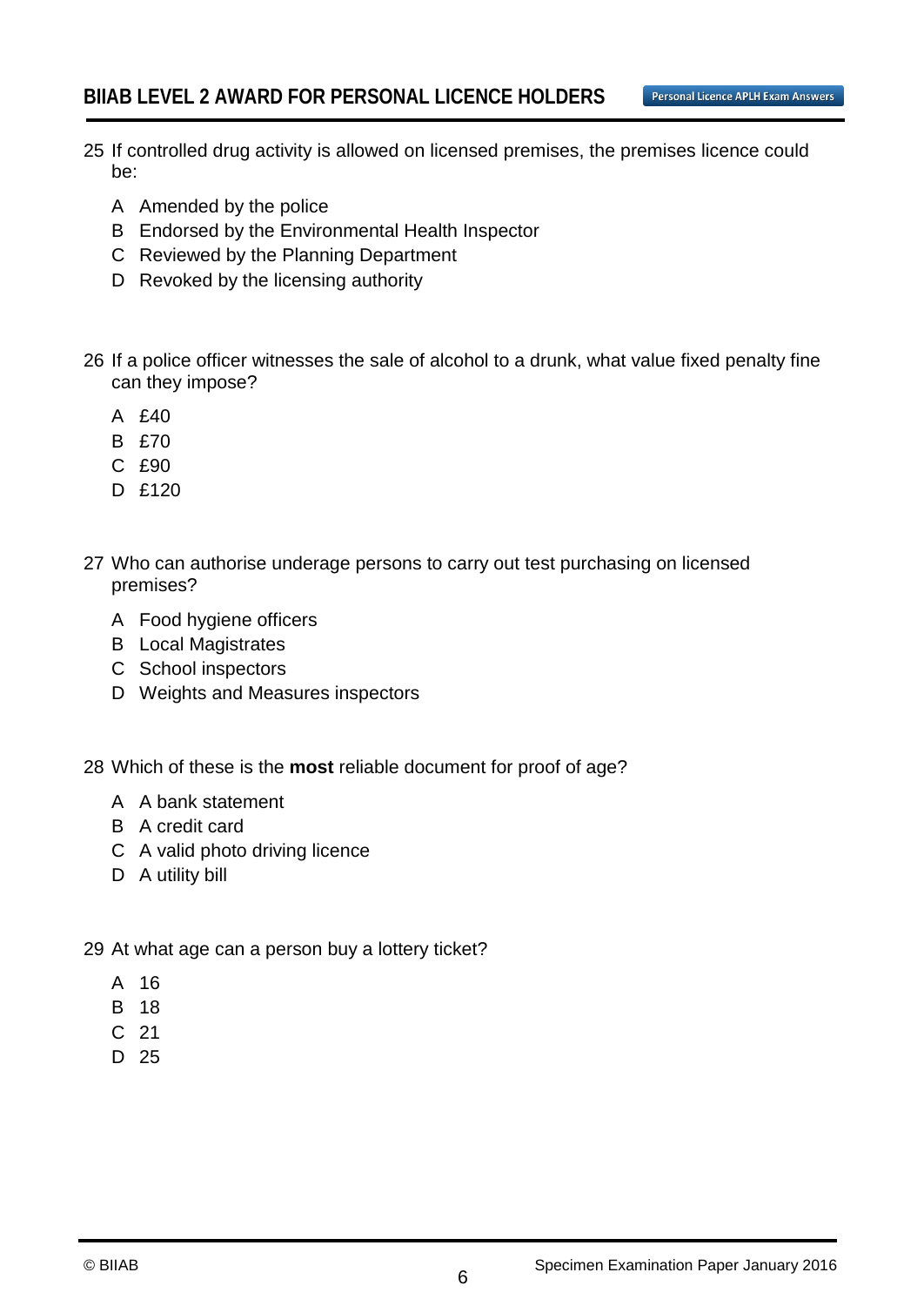25 If controlled drug activity is allowed on licensed premises, the premises licence could be:

- A Amended by the police
- B Endorsed by the Environmental Health Inspector
- C Reviewed by the Planning Department
- D Revoked by the licensing authority

26 If a police officer witnesses the sale of alcohol to a drunk, what value fixed penalty fine can they impose?

- A £40
- B £70
- C £90
- D £120

27 Who can authorise underage persons to carry out test purchasing on licensed premises?

- A Food hygiene officers
- B Local Magistrates
- C School inspectors
- D Weights and Measures inspectors

28 Which of these is the **most** reliable document for proof of age?

- A A bank statement
- B A credit card
- C A valid photo driving licence
- D A utility bill

29 At what age can a person buy a lottery ticket?

- A 16
- B 18
- C 21
- D 25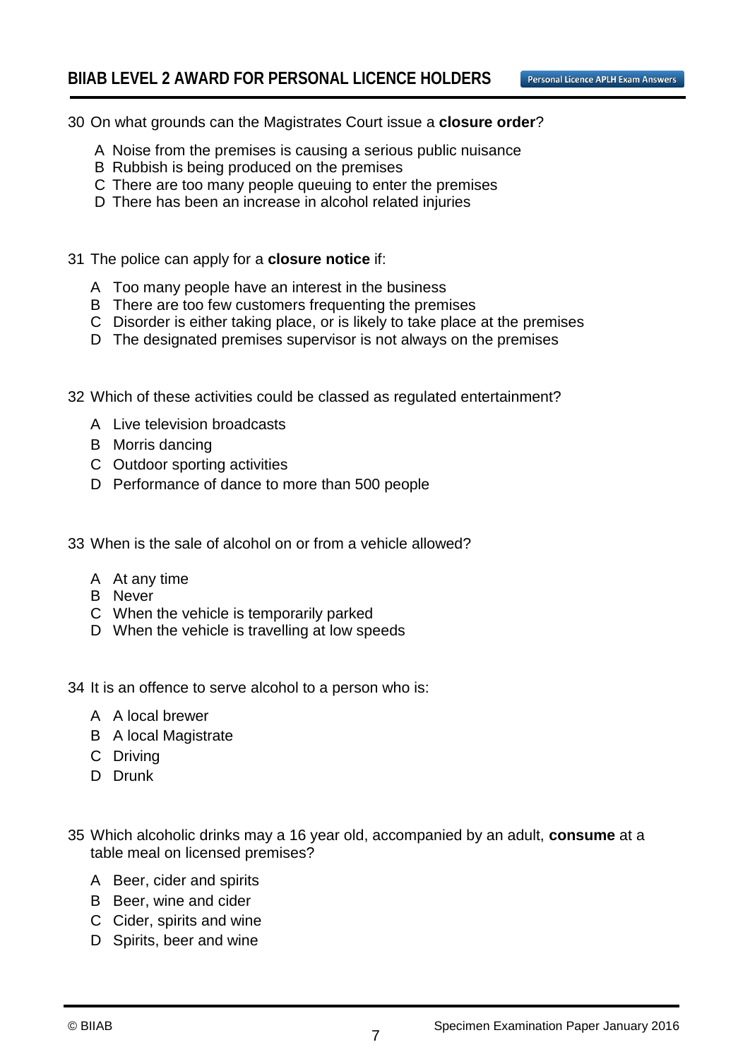30 On what grounds can the Magistrates Court issue a **closure order**?

- A Noise from the premises is causing a serious public nuisance
- B Rubbish is being produced on the premises
- C There are too many people queuing to enter the premises
- D There has been an increase in alcohol related injuries

31 The police can apply for a **closure notice** if:

- A Too many people have an interest in the business
- B There are too few customers frequenting the premises
- C Disorder is either taking place, or is likely to take place at the premises
- D The designated premises supervisor is not always on the premises

32 Which of these activities could be classed as regulated entertainment?

- A Live television broadcasts
- B Morris dancing
- C Outdoor sporting activities
- D Performance of dance to more than 500 people

33 When is the sale of alcohol on or from a vehicle allowed?

- A At any time
- B Never
- C When the vehicle is temporarily parked
- D When the vehicle is travelling at low speeds

34 It is an offence to serve alcohol to a person who is:

- A A local brewer
- B A local Magistrate
- C Driving
- D Drunk

35 Which alcoholic drinks may a 16 year old, accompanied by an adult, **consume** at a table meal on licensed premises?

- A Beer, cider and spirits
- B Beer, wine and cider
- C Cider, spirits and wine
- D Spirits, beer and wine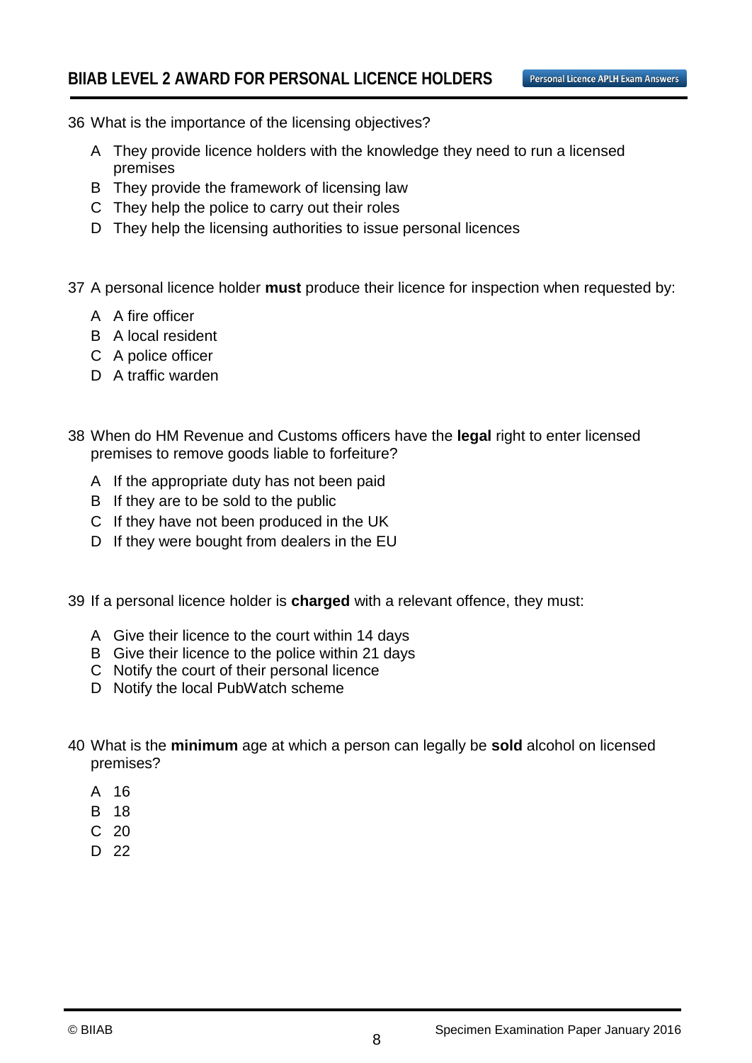36 What is the importance of the licensing objectives?

A They provide licence holders with the knowledge they need to run a licensed premises
B They provide the framework of licensing law
C They help the police to carry out their roles
D They help the licensing authorities to issue personal licences

37 A personal licence holder **must** produce their licence for inspection when requested by:

A A fire officer
B A local resident
C A police officer
D A traffic warden

38 When do HM Revenue and Customs officers have the **legal** right to enter licensed premises to remove goods liable to forfeiture?

A If the appropriate duty has not been paid
B If they are to be sold to the public
C If they have not been produced in the UK
D If they were bought from dealers in the EU

39 If a personal licence holder is **charged** with a relevant offence, they must:

A Give their licence to the court within 14 days
B Give their licence to the police within 21 days
C Notify the court of their personal licence
D Notify the local PubWatch scheme

40 What is the **minimum** age at which a person can legally be **sold** alcohol on licensed premises?

A 16
B 18
C 20
D 22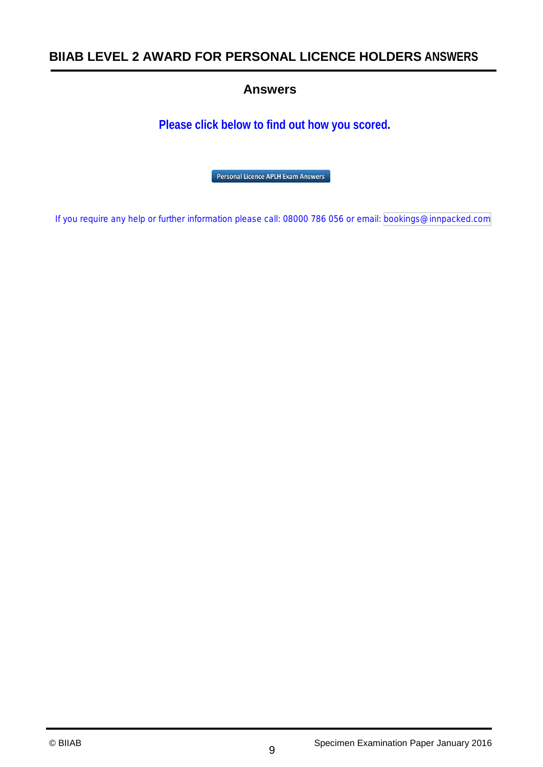## Answers

**Please click below to find out how you scored.**

Personal Licence APLH Exam Answers

If you require any help or further information please call: 08000 786 056 or email: bookings@innpacked.com